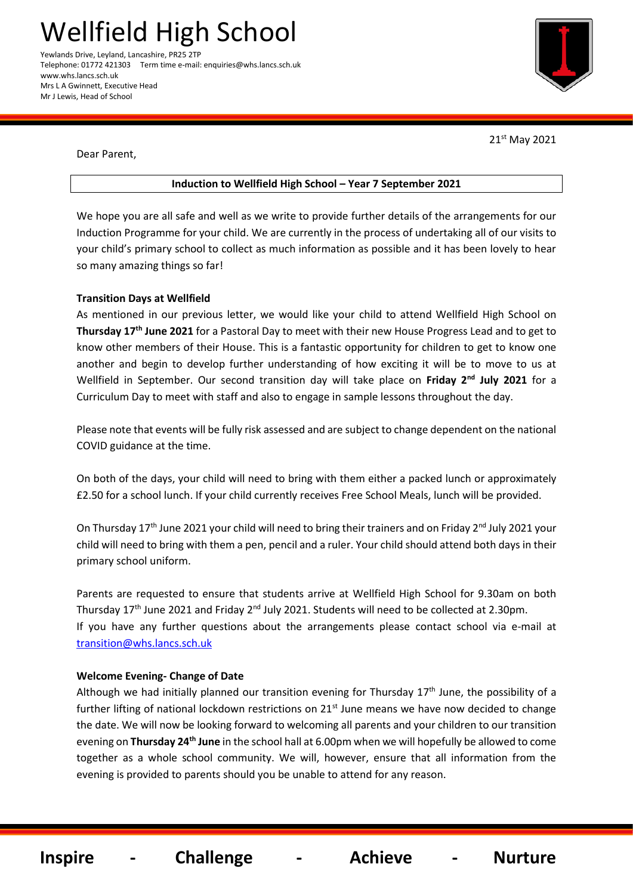# Wellfield High School

Yewlands Drive, Leyland, Lancashire, PR25 2TP
Telephone: 01772 421303 Term time e-mail: enquiries@whs.lancs.sch.uk
www.whs.lancs.sch.uk
Mrs L A Gwinnett, Executive Head
Mr J Lewis, Head of School

21st May 2021

Dear Parent,

**Induction to Wellfield High School – Year 7 September 2021**

We hope you are all safe and well as we write to provide further details of the arrangements for our Induction Programme for your child. We are currently in the process of undertaking all of our visits to your child's primary school to collect as much information as possible and it has been lovely to hear so many amazing things so far!

**Transition Days at Wellfield**

As mentioned in our previous letter, we would like your child to attend Wellfield High School on **Thursday 17th June 2021** for a Pastoral Day to meet with their new House Progress Lead and to get to know other members of their House. This is a fantastic opportunity for children to get to know one another and begin to develop further understanding of how exciting it will be to move to us at Wellfield in September. Our second transition day will take place on **Friday 2nd July 2021** for a Curriculum Day to meet with staff and also to engage in sample lessons throughout the day.

Please note that events will be fully risk assessed and are subject to change dependent on the national COVID guidance at the time.

On both of the days, your child will need to bring with them either a packed lunch or approximately £2.50 for a school lunch. If your child currently receives Free School Meals, lunch will be provided.

On Thursday 17th June 2021 your child will need to bring their trainers and on Friday 2nd July 2021 your child will need to bring with them a pen, pencil and a ruler. Your child should attend both days in their primary school uniform.

Parents are requested to ensure that students arrive at Wellfield High School for 9.30am on both Thursday 17th June 2021 and Friday 2nd July 2021. Students will need to be collected at 2.30pm.
If you have any further questions about the arrangements please contact school via e-mail at transition@whs.lancs.sch.uk

**Welcome Evening- Change of Date**

Although we had initially planned our transition evening for Thursday 17th June, the possibility of a further lifting of national lockdown restrictions on 21st June means we have now decided to change the date. We will now be looking forward to welcoming all parents and your children to our transition evening on **Thursday 24th June** in the school hall at 6.00pm when we will hopefully be allowed to come together as a whole school community. We will, however, ensure that all information from the evening is provided to parents should you be unable to attend for any reason.

**Inspire - Challenge - Achieve - Nurture**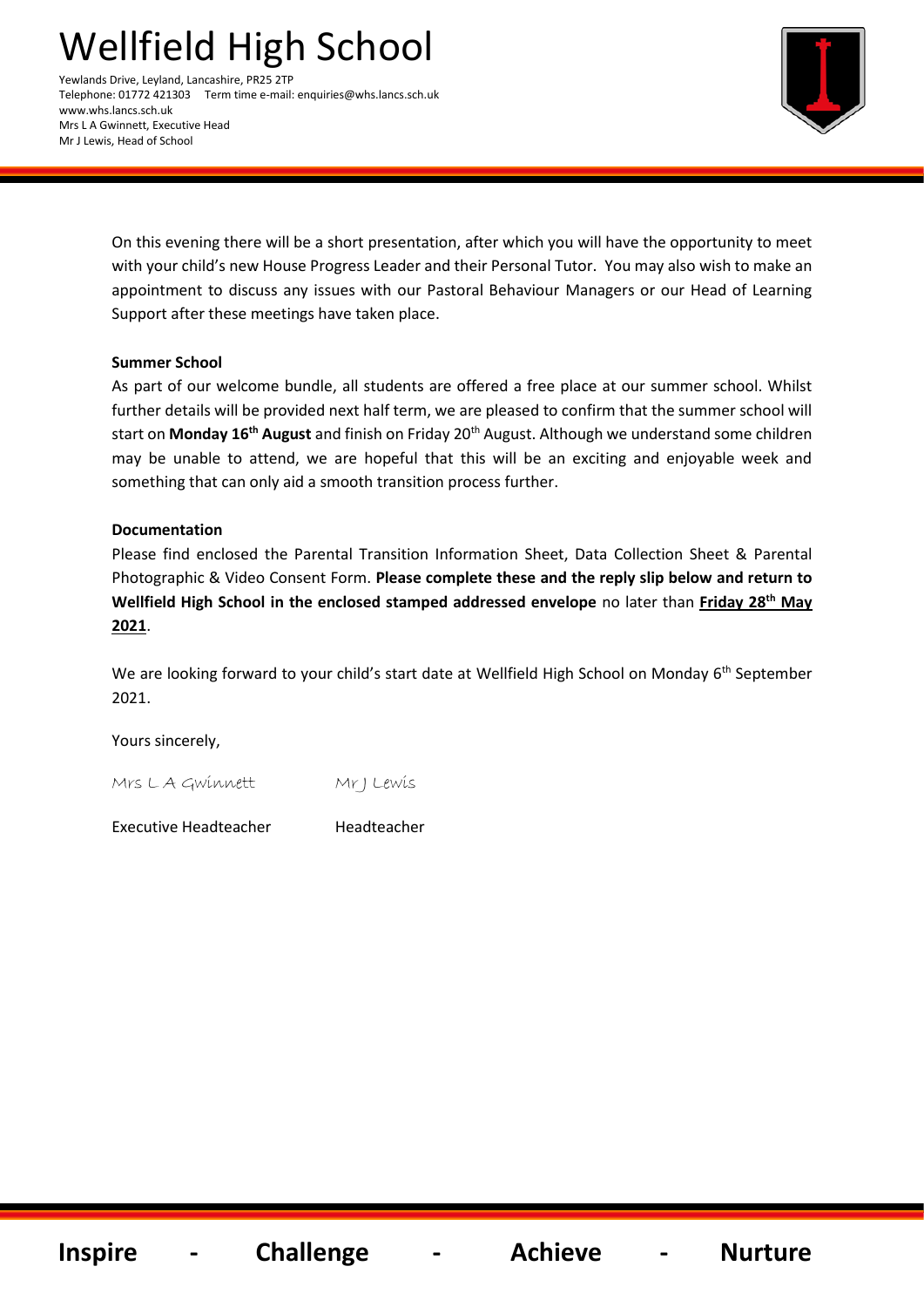On this evening there will be a short presentation, after which you will have the opportunity to meet with your child's new House Progress Leader and their Personal Tutor. You may also wish to make an appointment to discuss any issues with our Pastoral Behaviour Managers or our Head of Learning Support after these meetings have taken place.

**Summer School**

As part of our welcome bundle, all students are offered a free place at our summer school. Whilst further details will be provided next half term, we are pleased to confirm that the summer school will start on **Monday 16th August** and finish on Friday 20th August. Although we understand some children may be unable to attend, we are hopeful that this will be an exciting and enjoyable week and something that can only aid a smooth transition process further.

**Documentation**

Please find enclosed the Parental Transition Information Sheet, Data Collection Sheet & Parental Photographic & Video Consent Form. **Please complete these and the reply slip below and return to Wellfield High School in the enclosed stamped addressed envelope** no later than **Friday 28th May 2021**.

We are looking forward to your child's start date at Wellfield High School on Monday 6th September 2021.

Yours sincerely,

Mrs L A Gwinnett          Mr J Lewis

Executive Headteacher          Headteacher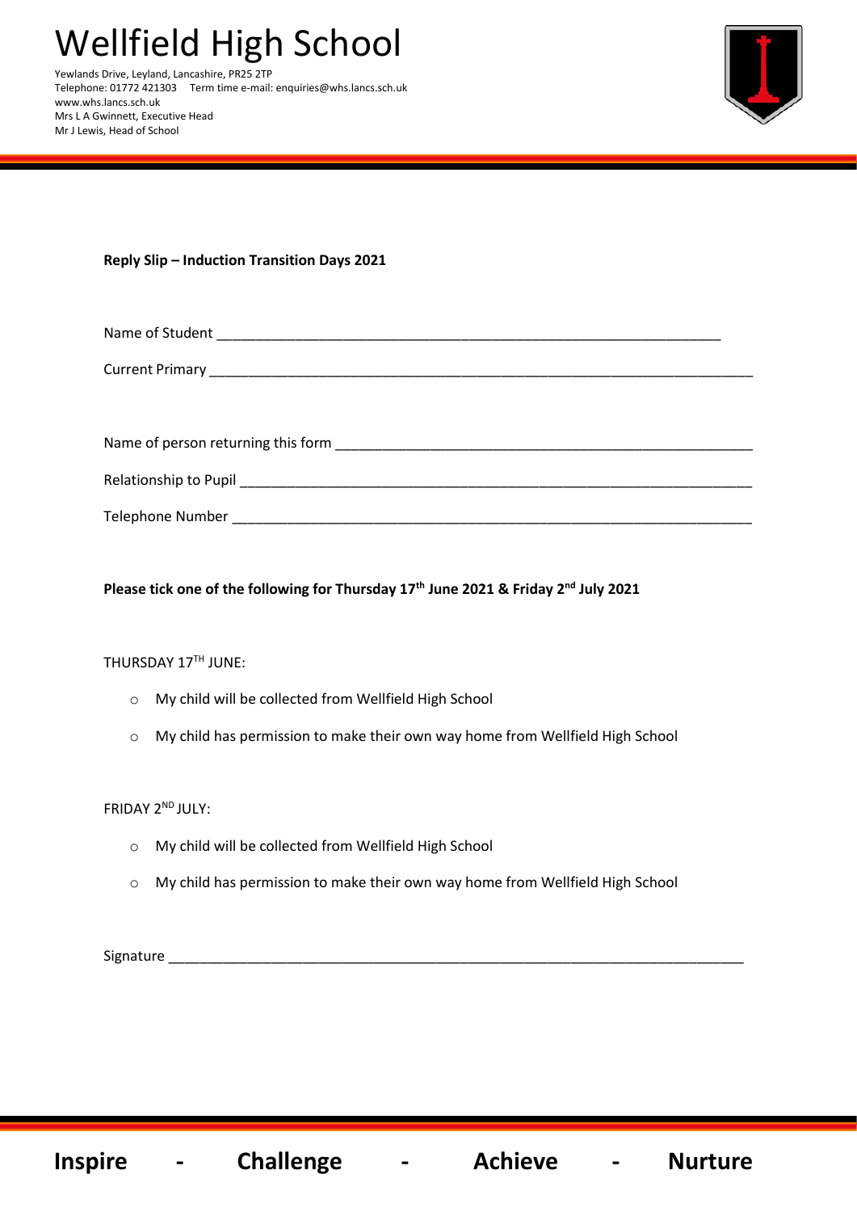# Wellfield High School

Yewlands Drive, Leyland, Lancashire, PR25 2TP
Telephone: 01772 421303 Term time e-mail: enquiries@whs.lancs.sch.uk
www.whs.lancs.sch.uk
Mrs L A Gwinnett, Executive Head
Mr J Lewis, Head of School

**Reply Slip – Induction Transition Days 2021**

Name of Student ___________________________________________________________

Current Primary _____________________________________________________________

Name of person returning this form ______________________________________________

Relationship to Pupil _________________________________________________________

Telephone Number ___________________________________________________________

**Please tick one of the following for Thursday 17th June 2021 & Friday 2nd July 2021**

THURSDAY 17TH JUNE:

- ○ My child will be collected from Wellfield High School
- ○ My child has permission to make their own way home from Wellfield High School

FRIDAY 2ND JULY:

- ○ My child will be collected from Wellfield High School
- ○ My child has permission to make their own way home from Wellfield High School

Signature ________________________________________________________________

**Inspire - Challenge - Achieve - Nurture**